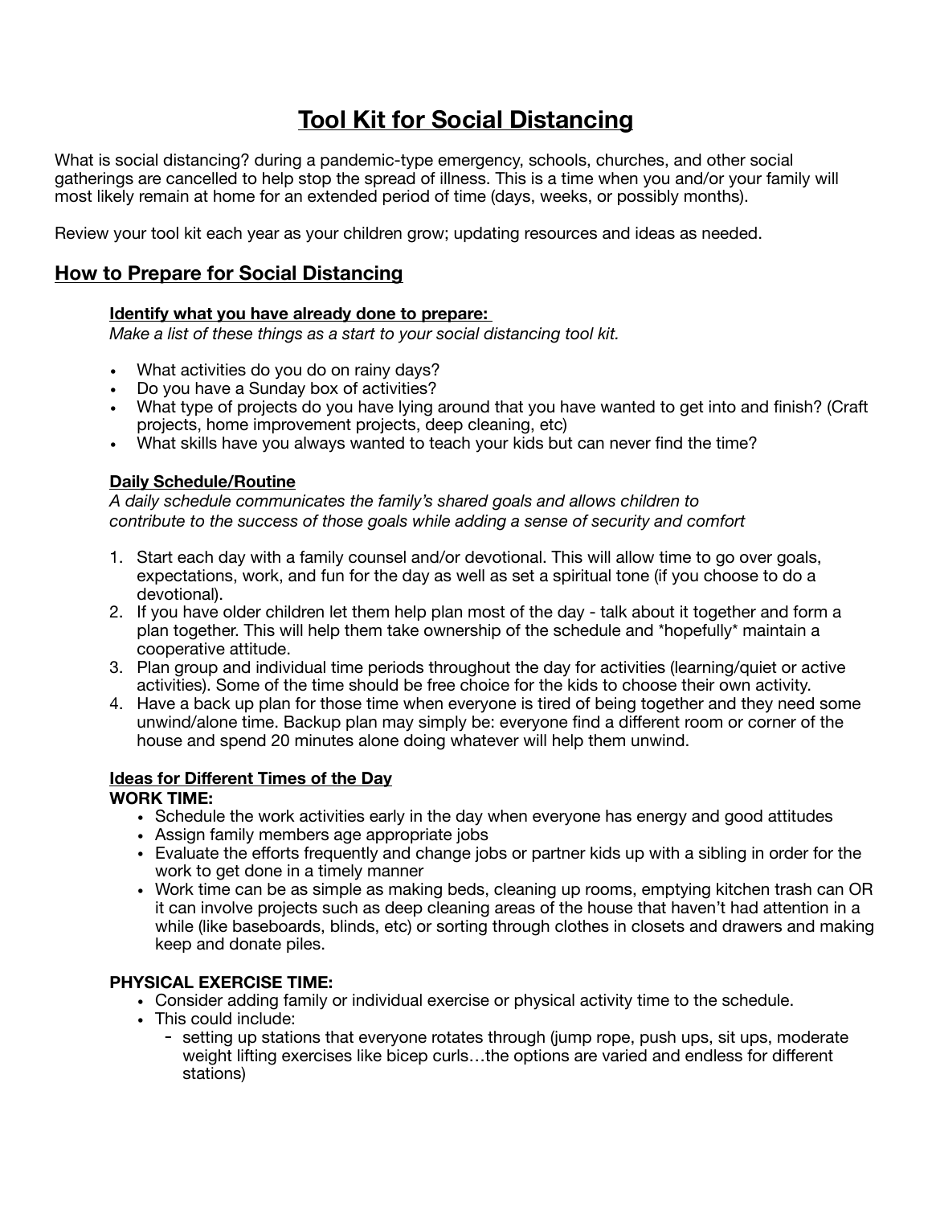# Tool Kit for Social Distancing

What is social distancing? during a pandemic-type emergency, schools, churches, and other social gatherings are cancelled to help stop the spread of illness. This is a time when you and/or your family will most likely remain at home for an extended period of time (days, weeks, or possibly months).

Review your tool kit each year as your children grow; updating resources and ideas as needed.

## How to Prepare for Social Distancing

### Identify what you have already done to prepare:

*Make a list of these things as a start to your social distancing tool kit.*

- What activities do you do on rainy days?
- Do you have a Sunday box of activities?
- What type of projects do you have lying around that you have wanted to get into and finish? (Craft projects, home improvement projects, deep cleaning, etc)
- What skills have you always wanted to teach your kids but can never find the time?

### Daily Schedule/Routine

*A daily schedule communicates the family's shared goals and allows children to contribute to the success of those goals while adding a sense of security and comfort*

1. Start each day with a family counsel and/or devotional. This will allow time to go over goals, expectations, work, and fun for the day as well as set a spiritual tone (if you choose to do a devotional).
2. If you have older children let them help plan most of the day - talk about it together and form a plan together. This will help them take ownership of the schedule and *hopefully* maintain a cooperative attitude.
3. Plan group and individual time periods throughout the day for activities (learning/quiet or active activities). Some of the time should be free choice for the kids to choose their own activity.
4. Have a back up plan for those time when everyone is tired of being together and they need some unwind/alone time. Backup plan may simply be: everyone find a different room or corner of the house and spend 20 minutes alone doing whatever will help them unwind.

### Ideas for Different Times of the Day

**WORK TIME:**

- Schedule the work activities early in the day when everyone has energy and good attitudes
- Assign family members age appropriate jobs
- Evaluate the efforts frequently and change jobs or partner kids up with a sibling in order for the work to get done in a timely manner
- Work time can be as simple as making beds, cleaning up rooms, emptying kitchen trash can OR it can involve projects such as deep cleaning areas of the house that haven't had attention in a while (like baseboards, blinds, etc) or sorting through clothes in closets and drawers and making keep and donate piles.

**PHYSICAL EXERCISE TIME:**

- Consider adding family or individual exercise or physical activity time to the schedule.
- This could include:
  - setting up stations that everyone rotates through (jump rope, push ups, sit ups, moderate weight lifting exercises like bicep curls…the options are varied and endless for different stations)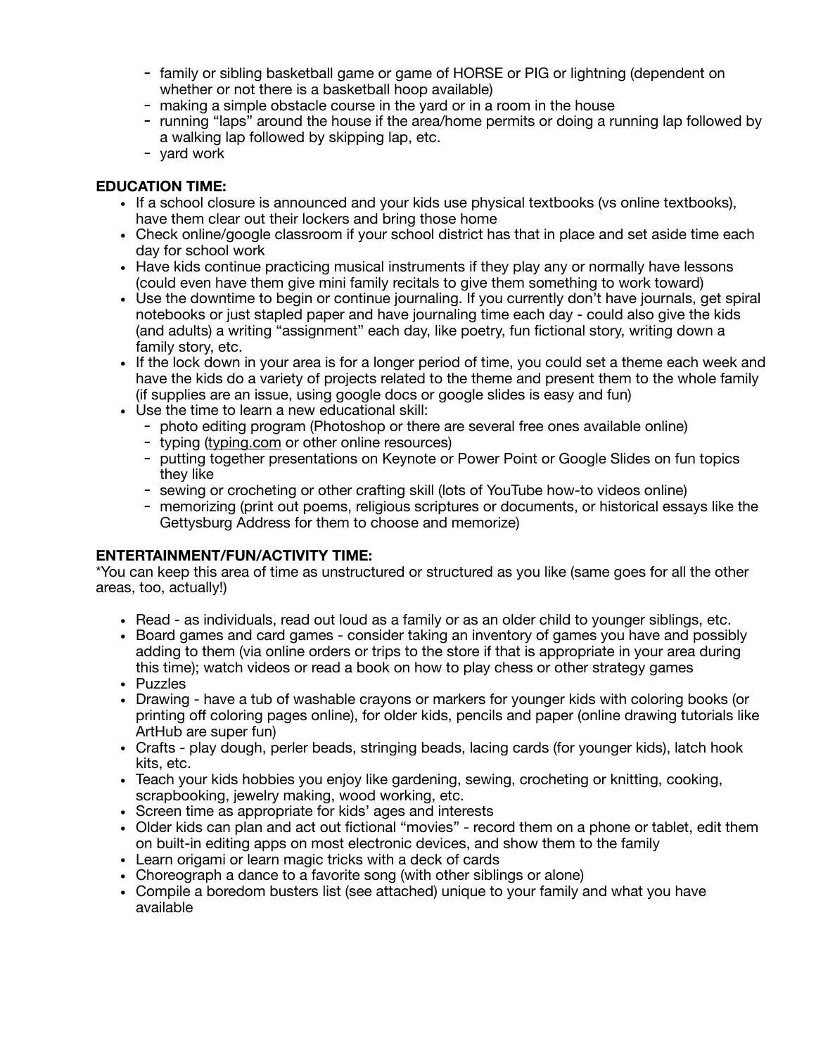- family or sibling basketball game or game of HORSE or PIG or lightning (dependent on whether or not there is a basketball hoop available)
- making a simple obstacle course in the yard or in a room in the house
- running "laps" around the house if the area/home permits or doing a running lap followed by a walking lap followed by skipping lap, etc.
- yard work

**EDUCATION TIME:**

- If a school closure is announced and your kids use physical textbooks (vs online textbooks), have them clear out their lockers and bring those home
- Check online/google classroom if your school district has that in place and set aside time each day for school work
- Have kids continue practicing musical instruments if they play any or normally have lessons (could even have them give mini family recitals to give them something to work toward)
- Use the downtime to begin or continue journaling. If you currently don't have journals, get spiral notebooks or just stapled paper and have journaling time each day - could also give the kids (and adults) a writing "assignment" each day, like poetry, fun fictional story, writing down a family story, etc.
- If the lock down in your area is for a longer period of time, you could set a theme each week and have the kids do a variety of projects related to the theme and present them to the whole family (if supplies are an issue, using google docs or google slides is easy and fun)
- Use the time to learn a new educational skill:
  - photo editing program (Photoshop or there are several free ones available online)
  - typing (typing.com or other online resources)
  - putting together presentations on Keynote or Power Point or Google Slides on fun topics they like
  - sewing or crocheting or other crafting skill (lots of YouTube how-to videos online)
  - memorizing (print out poems, religious scriptures or documents, or historical essays like the Gettysburg Address for them to choose and memorize)

**ENTERTAINMENT/FUN/ACTIVITY TIME:**

*You can keep this area of time as unstructured or structured as you like (same goes for all the other areas, too, actually!)

- Read - as individuals, read out loud as a family or as an older child to younger siblings, etc.
- Board games and card games - consider taking an inventory of games you have and possibly adding to them (via online orders or trips to the store if that is appropriate in your area during this time); watch videos or read a book on how to play chess or other strategy games
- Puzzles
- Drawing - have a tub of washable crayons or markers for younger kids with coloring books (or printing off coloring pages online), for older kids, pencils and paper (online drawing tutorials like ArtHub are super fun)
- Crafts - play dough, perler beads, stringing beads, lacing cards (for younger kids), latch hook kits, etc.
- Teach your kids hobbies you enjoy like gardening, sewing, crocheting or knitting, cooking, scrapbooking, jewelry making, wood working, etc.
- Screen time as appropriate for kids' ages and interests
- Older kids can plan and act out fictional "movies" - record them on a phone or tablet, edit them on built-in editing apps on most electronic devices, and show them to the family
- Learn origami or learn magic tricks with a deck of cards
- Choreograph a dance to a favorite song (with other siblings or alone)
- Compile a boredom busters list (see attached) unique to your family and what you have available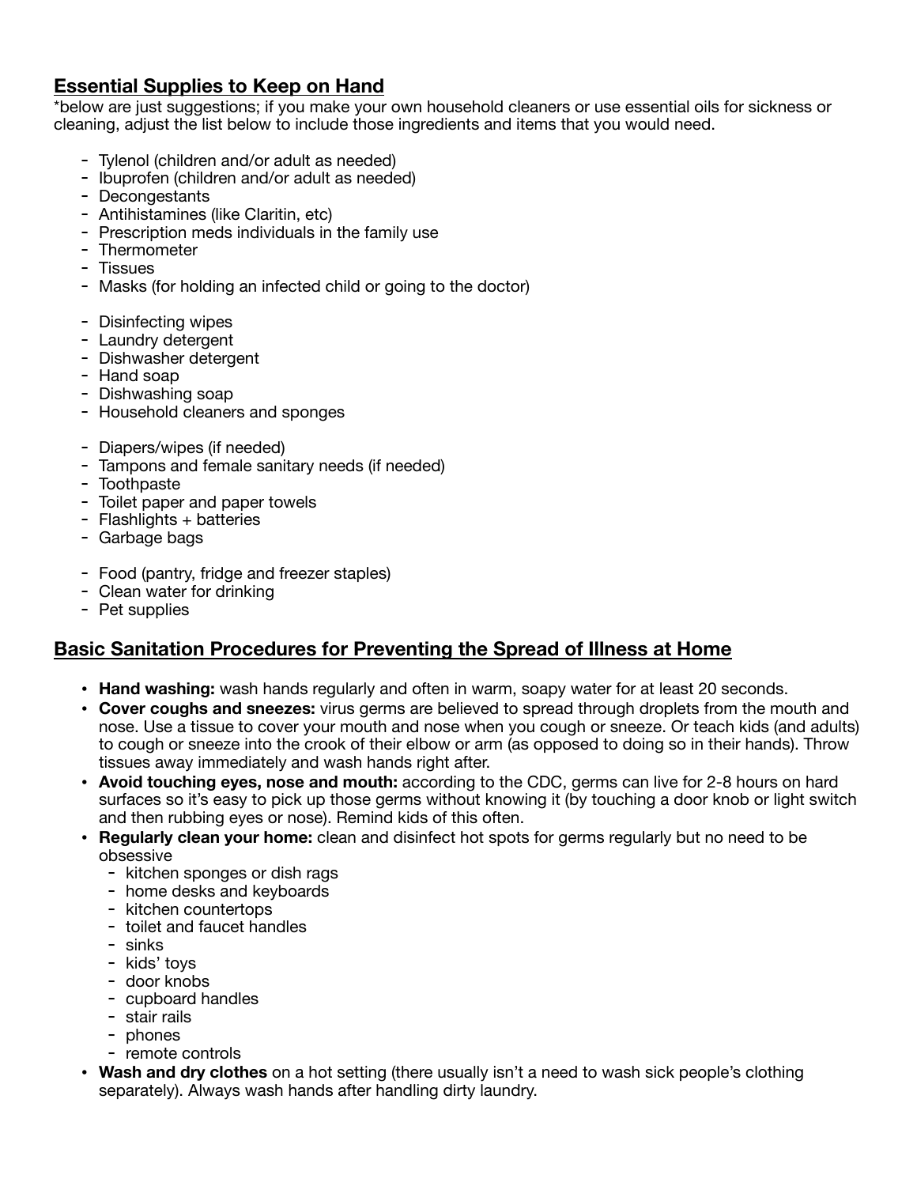## Essential Supplies to Keep on Hand

*below are just suggestions; if you make your own household cleaners or use essential oils for sickness or cleaning, adjust the list below to include those ingredients and items that you would need.

- Tylenol (children and/or adult as needed)
- Ibuprofen (children and/or adult as needed)
- Decongestants
- Antihistamines (like Claritin, etc)
- Prescription meds individuals in the family use
- Thermometer
- Tissues
- Masks (for holding an infected child or going to the doctor)

- Disinfecting wipes
- Laundry detergent
- Dishwasher detergent
- Hand soap
- Dishwashing soap
- Household cleaners and sponges

- Diapers/wipes (if needed)
- Tampons and female sanitary needs (if needed)
- Toothpaste
- Toilet paper and paper towels
- Flashlights + batteries
- Garbage bags

- Food (pantry, fridge and freezer staples)
- Clean water for drinking
- Pet supplies

## Basic Sanitation Procedures for Preventing the Spread of Illness at Home

- **Hand washing:** wash hands regularly and often in warm, soapy water for at least 20 seconds.
- **Cover coughs and sneezes:** virus germs are believed to spread through droplets from the mouth and nose. Use a tissue to cover your mouth and nose when you cough or sneeze. Or teach kids (and adults) to cough or sneeze into the crook of their elbow or arm (as opposed to doing so in their hands). Throw tissues away immediately and wash hands right after.
- **Avoid touching eyes, nose and mouth:** according to the CDC, germs can live for 2-8 hours on hard surfaces so it's easy to pick up those germs without knowing it (by touching a door knob or light switch and then rubbing eyes or nose). Remind kids of this often.
- **Regularly clean your home:** clean and disinfect hot spots for germs regularly but no need to be obsessive
  - kitchen sponges or dish rags
  - home desks and keyboards
  - kitchen countertops
  - toilet and faucet handles
  - sinks
  - kids' toys
  - door knobs
  - cupboard handles
  - stair rails
  - phones
  - remote controls
- **Wash and dry clothes** on a hot setting (there usually isn't a need to wash sick people's clothing separately). Always wash hands after handling dirty laundry.